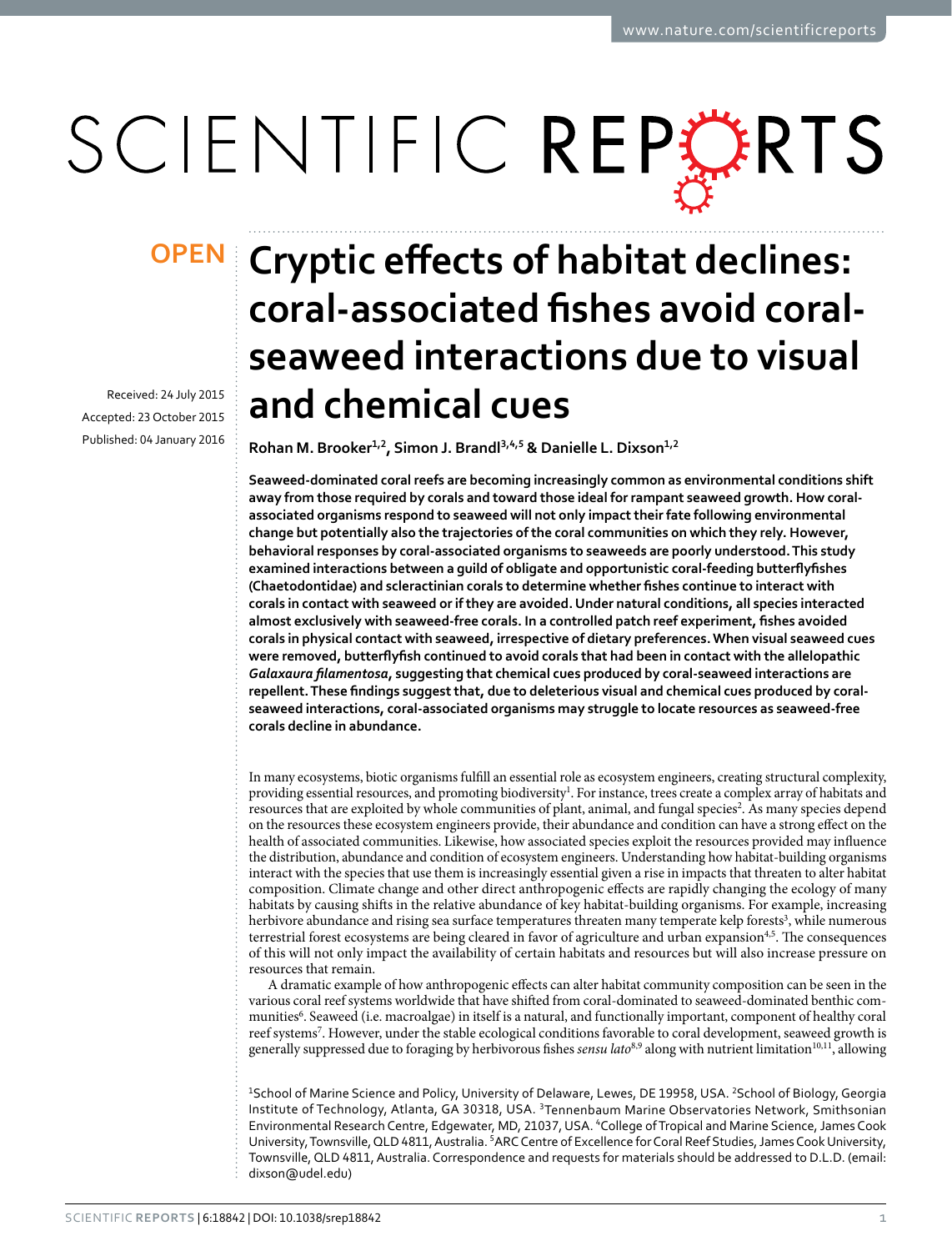OPEN

# Cryptic effects of habitat declines: coral-associated fishes avoid coral-seaweed interactions due to visual and chemical cues

Received: 24 July 2015
Accepted: 23 October 2015
Published: 04 January 2016

**Rohan M. Brooker[1,2], Simon J. Brandl[3,4,5] & Danielle L. Dixson[1,2]**

**Seaweed-dominated coral reefs are becoming increasingly common as environmental conditions shift away from those required by corals and toward those ideal for rampant seaweed growth. How coral-associated organisms respond to seaweed will not only impact their fate following environmental change but potentially also the trajectories of the coral communities on which they rely. However, behavioral responses by coral-associated organisms to seaweeds are poorly understood. This study examined interactions between a guild of obligate and opportunistic coral-feeding butterflyfishes (Chaetodontidae) and scleractinian corals to determine whether fishes continue to interact with corals in contact with seaweed or if they are avoided. Under natural conditions, all species interacted almost exclusively with seaweed-free corals. In a controlled patch reef experiment, fishes avoided corals in physical contact with seaweed, irrespective of dietary preferences. When visual seaweed cues were removed, butterflyfish continued to avoid corals that had been in contact with the allelopathic *Galaxaura filamentosa*, suggesting that chemical cues produced by coral-seaweed interactions are repellent. These findings suggest that, due to deleterious visual and chemical cues produced by coral-seaweed interactions, coral-associated organisms may struggle to locate resources as seaweed-free corals decline in abundance.**

In many ecosystems, biotic organisms fulfill an essential role as ecosystem engineers, creating structural complexity, providing essential resources, and promoting biodiversity[1]. For instance, trees create a complex array of habitats and resources that are exploited by whole communities of plant, animal, and fungal species[2]. As many species depend on the resources these ecosystem engineers provide, their abundance and condition can have a strong effect on the health of associated communities. Likewise, how associated species exploit the resources provided may influence the distribution, abundance and condition of ecosystem engineers. Understanding how habitat-building organisms interact with the species that use them is increasingly essential given a rise in impacts that threaten to alter habitat composition. Climate change and other direct anthropogenic effects are rapidly changing the ecology of many habitats by causing shifts in the relative abundance of key habitat-building organisms. For example, increasing herbivore abundance and rising sea surface temperatures threaten many temperate kelp forests[3], while numerous terrestrial forest ecosystems are being cleared in favor of agriculture and urban expansion[4,5]. The consequences of this will not only impact the availability of certain habitats and resources but will also increase pressure on resources that remain.

A dramatic example of how anthropogenic effects can alter habitat community composition can be seen in the various coral reef systems worldwide that have shifted from coral-dominated to seaweed-dominated benthic communities[6]. Seaweed (i.e. macroalgae) in itself is a natural, and functionally important, component of healthy coral reef systems[7]. However, under the stable ecological conditions favorable to coral development, seaweed growth is generally suppressed due to foraging by herbivorous fishes *sensu lato*[8,9] along with nutrient limitation[10,11], allowing

[1]School of Marine Science and Policy, University of Delaware, Lewes, DE 19958, USA. [2]School of Biology, Georgia Institute of Technology, Atlanta, GA 30318, USA. [3]Tennenbaum Marine Observatories Network, Smithsonian Environmental Research Centre, Edgewater, MD, 21037, USA. [4]College of Tropical and Marine Science, James Cook University, Townsville, QLD 4811, Australia. [5]ARC Centre of Excellence for Coral Reef Studies, James Cook University, Townsville, QLD 4811, Australia. Correspondence and requests for materials should be addressed to D.L.D. (email: dixson@udel.edu)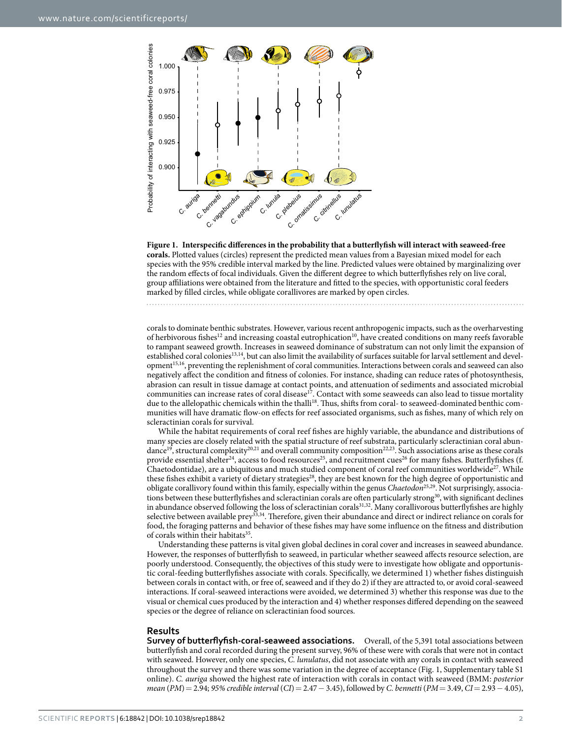**Figure 1. Interspecific differences in the probability that a butterflyfish will interact with seaweed-free corals.** Plotted values (circles) represent the predicted mean values from a Bayesian mixed model for each species with the 95% credible interval marked by the line. Predicted values were obtained by marginalizing over the random effects of focal individuals. Given the different degree to which butterflyfishes rely on live coral, group affiliations were obtained from the literature and fitted to the species, with opportunistic coral feeders marked by filled circles, while obligate corallivores are marked by open circles.

corals to dominate benthic substrates. However, various recent anthropogenic impacts, such as the overharvesting of herbivorous fishes[12] and increasing coastal eutrophication[10], have created conditions on many reefs favorable to rampant seaweed growth. Increases in seaweed dominance of substratum can not only limit the expansion of established coral colonies[13,14], but can also limit the availability of surfaces suitable for larval settlement and development[15,16], preventing the replenishment of coral communities. Interactions between corals and seaweed can also negatively affect the condition and fitness of colonies. For instance, shading can reduce rates of photosynthesis, abrasion can result in tissue damage at contact points, and attenuation of sediments and associated microbial communities can increase rates of coral disease[17]. Contact with some seaweeds can also lead to tissue mortality due to the allelopathic chemicals within the thalli[18]. Thus, shifts from coral- to seaweed-dominated benthic communities will have dramatic flow-on effects for reef associated organisms, such as fishes, many of which rely on scleractinian corals for survival.

While the habitat requirements of coral reef fishes are highly variable, the abundance and distributions of many species are closely related with the spatial structure of reef substrata, particularly scleractinian coral abundance[19], structural complexity[20,21] and overall community composition[22,23]. Such associations arise as these corals provide essential shelter[24], access to food resources[25], and recruitment cues[26] for many fishes. Butterflyfishes (f. Chaetodontidae), are a ubiquitous and much studied component of coral reef communities worldwide[27]. While these fishes exhibit a variety of dietary strategies[28], they are best known for the high degree of opportunistic and obligate corallivory found within this family, especially within the genus *Chaetodon*[25,29]. Not surprisingly, associations between these butterflyfishes and scleractinian corals are often particularly strong[30], with significant declines in abundance observed following the loss of scleractinian corals[31,32]. Many corallivorous butterflyfishes are highly selective between available prey[33,34]. Therefore, given their abundance and direct or indirect reliance on corals for food, the foraging patterns and behavior of these fishes may have some influence on the fitness and distribution of corals within their habitats[35].

Understanding these patterns is vital given global declines in coral cover and increases in seaweed abundance. However, the responses of butterflyfish to seaweed, in particular whether seaweed affects resource selection, are poorly understood. Consequently, the objectives of this study were to investigate how obligate and opportunistic coral-feeding butterflyfishes associate with corals. Specifically, we determined 1) whether fishes distinguish between corals in contact with, or free of, seaweed and if they do 2) if they are attracted to, or avoid coral-seaweed interactions. If coral-seaweed interactions were avoided, we determined 3) whether this response was due to the visual or chemical cues produced by the interaction and 4) whether responses differed depending on the seaweed species or the degree of reliance on scleractinian food sources.

## Results

**Survey of butterflyfish-coral-seaweed associations.** Overall, of the 5,391 total associations between butterflyfish and coral recorded during the present survey, 96% of these were with corals that were not in contact with seaweed. However, only one species, *C. lunulatus*, did not associate with any corals in contact with seaweed throughout the survey and there was some variation in the degree of acceptance (Fig. 1, Supplementary table S1 online). *C. auriga* showed the highest rate of interaction with corals in contact with seaweed (BMM: *posterior mean* (*PM*) = 2.94; *95% credible interval* (*CI*) = 2.47 − 3.45), followed by *C. bennetti* (*PM* = 3.49, *CI* = 2.93 − 4.05),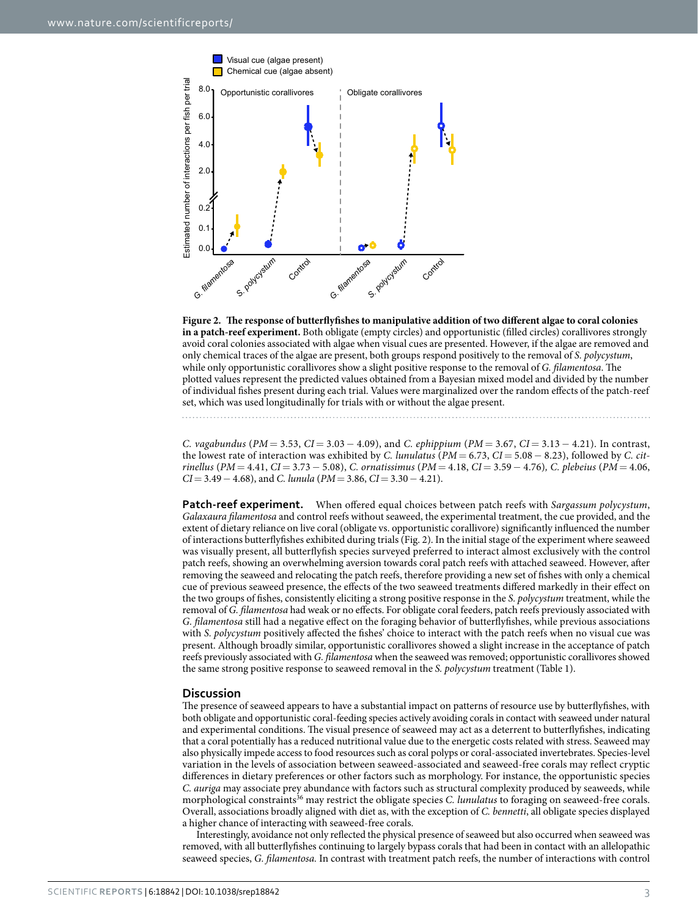**Figure 2. The response of butterflyfishes to manipulative addition of two different algae to coral colonies in a patch-reef experiment.** Both obligate (empty circles) and opportunistic (filled circles) corallivores strongly avoid coral colonies associated with algae when visual cues are presented. However, if the algae are removed and only chemical traces of the algae are present, both groups respond positively to the removal of *S. polycystum*, while only opportunistic corallivores show a slight positive response to the removal of *G. filamentosa*. The plotted values represent the predicted values obtained from a Bayesian mixed model and divided by the number of individual fishes present during each trial. Values were marginalized over the random effects of the patch-reef set, which was used longitudinally for trials with or without the algae present.

*C. vagabundus* ($PM = 3.53$, $CI = 3.03 - 4.09$), and *C. ephippium* ($PM = 3.67$, $CI = 3.13 - 4.21$). In contrast, the lowest rate of interaction was exhibited by *C. lunulatus* ($PM = 6.73$, $CI = 5.08 - 8.23$), followed by *C. citrinellus* ($PM = 4.41$, $CI = 3.73 - 5.08$), *C. ornatissimus* ($PM = 4.18$, $CI = 3.59 - 4.76$), *C. plebeius* ($PM = 4.06$, $CI = 3.49 - 4.68$), and *C. lunula* ($PM = 3.86$, $CI = 3.30 - 4.21$).

**Patch-reef experiment.** When offered equal choices between patch reefs with *Sargassum polycystum*, *Galaxaura filamentosa* and control reefs without seaweed, the experimental treatment, the cue provided, and the extent of dietary reliance on live coral (obligate vs. opportunistic corallivore) significantly influenced the number of interactions butterflyfishes exhibited during trials (Fig. 2). In the initial stage of the experiment where seaweed was visually present, all butterflyfish species surveyed preferred to interact almost exclusively with the control patch reefs, showing an overwhelming aversion towards coral patch reefs with attached seaweed. However, after removing the seaweed and relocating the patch reefs, therefore providing a new set of fishes with only a chemical cue of previous seaweed presence, the effects of the two seaweed treatments differed markedly in their effect on the two groups of fishes, consistently eliciting a strong positive response in the *S. polycystum* treatment, while the removal of *G. filamentosa* had weak or no effects. For obligate coral feeders, patch reefs previously associated with *G. filamentosa* still had a negative effect on the foraging behavior of butterflyfishes, while previous associations with *S. polycystum* positively affected the fishes' choice to interact with the patch reefs when no visual cue was present. Although broadly similar, opportunistic corallivores showed a slight increase in the acceptance of patch reefs previously associated with *G. filamentosa* when the seaweed was removed; opportunistic corallivores showed the same strong positive response to seaweed removal in the *S. polycystum* treatment (Table 1).

## Discussion

The presence of seaweed appears to have a substantial impact on patterns of resource use by butterflyfishes, with both obligate and opportunistic coral-feeding species actively avoiding corals in contact with seaweed under natural and experimental conditions. The visual presence of seaweed may act as a deterrent to butterflyfishes, indicating that a coral potentially has a reduced nutritional value due to the energetic costs related with stress. Seaweed may also physically impede access to food resources such as coral polyps or coral-associated invertebrates. Species-level variation in the levels of association between seaweed-associated and seaweed-free corals may reflect cryptic differences in dietary preferences or other factors such as morphology. For instance, the opportunistic species *C. auriga* may associate prey abundance with factors such as structural complexity produced by seaweeds, while morphological constraints[36] may restrict the obligate species *C. lunulatus* to foraging on seaweed-free corals. Overall, associations broadly aligned with diet as, with the exception of *C. bennetti*, all obligate species displayed a higher chance of interacting with seaweed-free corals.

Interestingly, avoidance not only reflected the physical presence of seaweed but also occurred when seaweed was removed, with all butterflyfishes continuing to largely bypass corals that had been in contact with an allelopathic seaweed species, *G. filamentosa*. In contrast with treatment patch reefs, the number of interactions with control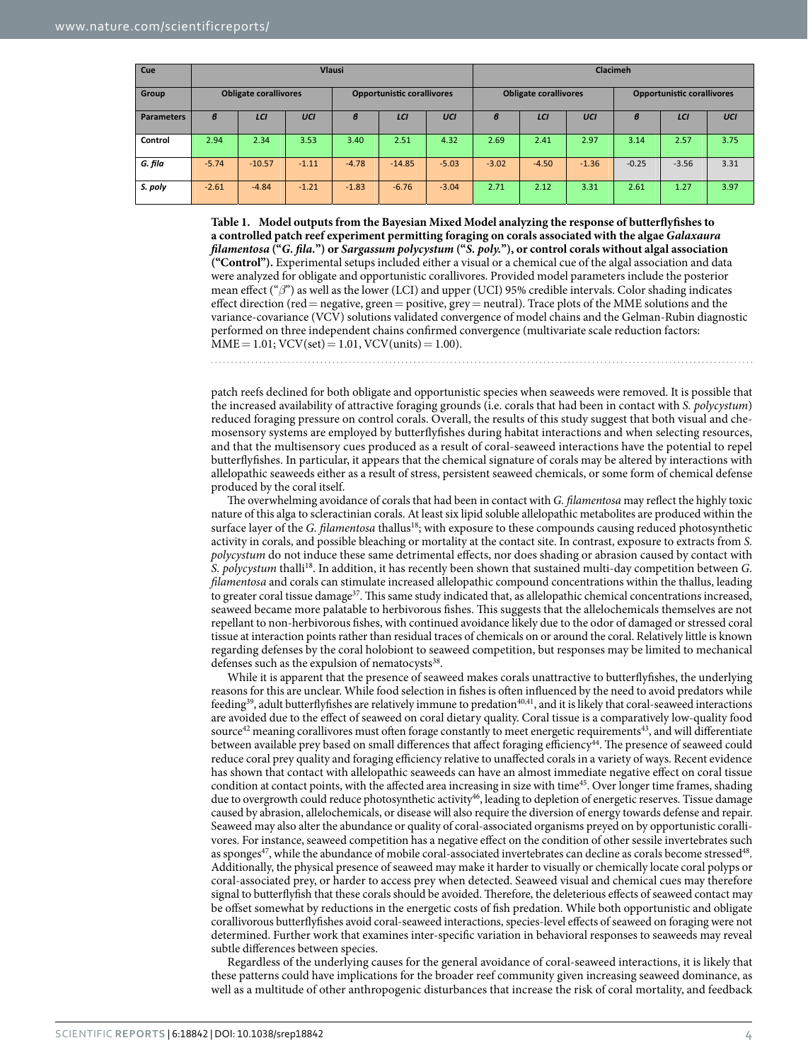| Cue | Visual | | | | | | Chemical | | | | | |
|---|---|---|---|---|---|---|---|---|---|---|---|---|
| Group | Obligate corallivores | | | Opportunistic corallivores | | | Obligate corallivores | | | Opportunistic corallivores | | |
| Parameters | *β* | *LCI* | *UCI* | *β* | *LCI* | *UCI* | *β* | *LCI* | *UCI* | *β* | *LCI* | *UCI* |
| Control | 2.94 | 2.34 | 3.53 | 3.40 | 2.51 | 4.32 | 2.69 | 2.41 | 2.97 | 3.14 | 2.57 | 3.75 |
| *G. fila* | −5.74 | −10.57 | −1.11 | −4.78 | −14.85 | −5.03 | −3.02 | −4.50 | −1.36 | −0.25 | −3.56 | 3.31 |
| *S. poly* | −2.61 | −4.84 | −1.21 | −1.83 | −6.76 | −3.04 | 2.71 | 2.12 | 3.31 | 2.61 | 1.27 | 3.97 |

**Table 1. Model outputs from the Bayesian Mixed Model analyzing the response of butterflyfishes to a controlled patch reef experiment permitting foraging on corals associated with the algae *Galaxaura filamentosa* ("*G. fila.*") or *Sargassum polycystum* ("*S. poly.*"), or control corals without algal association ("Control").** Experimental setups included either a visual or a chemical cue of the algal association and data were analyzed for obligate and opportunistic corallivores. Provided model parameters include the posterior mean effect ("$\beta$") as well as the lower (LCI) and upper (UCI) 95% credible intervals. Color shading indicates effect direction (red = negative, green = positive, grey = neutral). Trace plots of the MME solutions and the variance-covariance (VCV) solutions validated convergence of model chains and the Gelman-Rubin diagnostic performed on three independent chains confirmed convergence (multivariate scale reduction factors: MME = 1.01; VCV(set) = 1.01, VCV(units) = 1.00).

patch reefs declined for both obligate and opportunistic species when seaweeds were removed. It is possible that the increased availability of attractive foraging grounds (i.e. corals that had been in contact with *S. polycystum*) reduced foraging pressure on control corals. Overall, the results of this study suggest that both visual and chemosensory systems are employed by butterflyfishes during habitat interactions and when selecting resources, and that the multisensory cues produced as a result of coral-seaweed interactions have the potential to repel butterflyfishes. In particular, it appears that the chemical signature of corals may be altered by interactions with allelopathic seaweeds either as a result of stress, persistent seaweed chemicals, or some form of chemical defense produced by the coral itself.

The overwhelming avoidance of corals that had been in contact with *G. filamentosa* may reflect the highly toxic nature of this alga to scleractinian corals. At least six lipid soluble allelopathic metabolites are produced within the surface layer of the *G. filamentosa* thallus[18]; with exposure to these compounds causing reduced photosynthetic activity in corals, and possible bleaching or mortality at the contact site. In contrast, exposure to extracts from *S. polycystum* do not induce these same detrimental effects, nor does shading or abrasion caused by contact with *S. polycystum* thalli[18]. In addition, it has recently been shown that sustained multi-day competition between *G. filamentosa* and corals can stimulate increased allelopathic compound concentrations within the thallus, leading to greater coral tissue damage[37]. This same study indicated that, as allelopathic chemical concentrations increased, seaweed became more palatable to herbivorous fishes. This suggests that the allelochemicals themselves are not repellant to non-herbivorous fishes, with continued avoidance likely due to the odor of damaged or stressed coral tissue at interaction points rather than residual traces of chemicals on or around the coral. Relatively little is known regarding defenses by the coral holobiont to seaweed competition, but responses may be limited to mechanical defenses such as the expulsion of nematocysts[38].

While it is apparent that the presence of seaweed makes corals unattractive to butterflyfishes, the underlying reasons for this are unclear. While food selection in fishes is often influenced by the need to avoid predators while feeding[39], adult butterflyfishes are relatively immune to predation[40,41], and it is likely that coral-seaweed interactions are avoided due to the effect of seaweed on coral dietary quality. Coral tissue is a comparatively low-quality food source[42] meaning corallivores must often forage constantly to meet energetic requirements[43], and will differentiate between available prey based on small differences that affect foraging efficiency[44]. The presence of seaweed could reduce coral prey quality and foraging efficiency relative to unaffected corals in a variety of ways. Recent evidence has shown that contact with allelopathic seaweeds can have an almost immediate negative effect on coral tissue condition at contact points, with the affected area increasing in size with time[45]. Over longer time frames, shading due to overgrowth could reduce photosynthetic activity[46], leading to depletion of energetic reserves. Tissue damage caused by abrasion, allelochemicals, or disease will also require the diversion of energy towards defense and repair. Seaweed may also alter the abundance or quality of coral-associated organisms preyed on by opportunistic corallivores. For instance, seaweed competition has a negative effect on the condition of other sessile invertebrates such as sponges[47], while the abundance of mobile coral-associated invertebrates can decline as corals become stressed[48]. Additionally, the physical presence of seaweed may make it harder to visually or chemically locate coral polyps or coral-associated prey, or harder to access prey when detected. Seaweed visual and chemical cues may therefore signal to butterflyfish that these corals should be avoided. Therefore, the deleterious effects of seaweed contact may be offset somewhat by reductions in the energetic costs of fish predation. While both opportunistic and obligate corallivorous butterflyfishes avoid coral-seaweed interactions, species-level effects of seaweed on foraging were not determined. Further work that examines inter-specific variation in behavioral responses to seaweeds may reveal subtle differences between species.

Regardless of the underlying causes for the general avoidance of coral-seaweed interactions, it is likely that these patterns could have implications for the broader reef community given increasing seaweed dominance, as well as a multitude of other anthropogenic disturbances that increase the risk of coral mortality, and feedback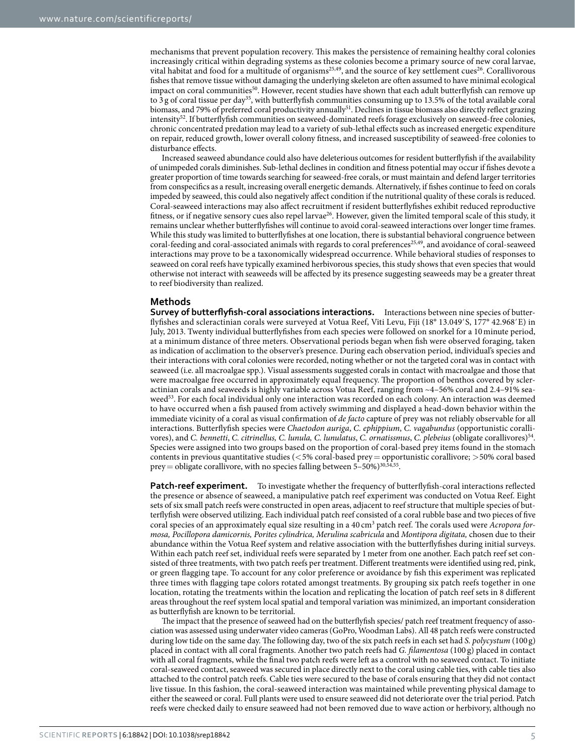mechanisms that prevent population recovery. This makes the persistence of remaining healthy coral colonies increasingly critical within degrading systems as these colonies become a primary source of new coral larvae, vital habitat and food for a multitude of organisms[25,49], and the source of key settlement cues[26]. Corallivorous fishes that remove tissue without damaging the underlying skeleton are often assumed to have minimal ecological impact on coral communities[50]. However, recent studies have shown that each adult butterflyfish can remove up to 3 g of coral tissue per day[35], with butterflyfish communities consuming up to 13.5% of the total available coral biomass, and 79% of preferred coral productivity annually[51]. Declines in tissue biomass also directly reflect grazing intensity[52]. If butterflyfish communities on seaweed-dominated reefs forage exclusively on seaweed-free colonies, chronic concentrated predation may lead to a variety of sub-lethal effects such as increased energetic expenditure on repair, reduced growth, lower overall colony fitness, and increased susceptibility of seaweed-free colonies to disturbance effects.

Increased seaweed abundance could also have deleterious outcomes for resident butterflyfish if the availability of unimpeded corals diminishes. Sub-lethal declines in condition and fitness potential may occur if fishes devote a greater proportion of time towards searching for seaweed-free corals, or must maintain and defend larger territories from conspecifics as a result, increasing overall energetic demands. Alternatively, if fishes continue to feed on corals impeded by seaweed, this could also negatively affect condition if the nutritional quality of these corals is reduced. Coral-seaweed interactions may also affect recruitment if resident butterflyfishes exhibit reduced reproductive fitness, or if negative sensory cues also repel larvae[26]. However, given the limited temporal scale of this study, it remains unclear whether butterflyfishes will continue to avoid coral-seaweed interactions over longer time frames. While this study was limited to butterflyfishes at one location, there is substantial behavioral congruence between coral-feeding and coral-associated animals with regards to coral preferences[25,49], and avoidance of coral-seaweed interactions may prove to be a taxonomically widespread occurrence. While behavioral studies of responses to seaweed on coral reefs have typically examined herbivorous species, this study shows that even species that would otherwise not interact with seaweeds will be affected by its presence suggesting seaweeds may be a greater threat to reef biodiversity than realized.

## Methods

**Survey of butterflyfish-coral associations interactions.** Interactions between nine species of butterflyfishes and scleractinian corals were surveyed at Votua Reef, Viti Levu, Fiji (18° 13.049′ S, 177° 42.968′ E) in July, 2013. Twenty individual butterflyfishes from each species were followed on snorkel for a 10 minute period, at a minimum distance of three meters. Observational periods began when fish were observed foraging, taken as indication of acclimation to the observer's presence. During each observation period, individual's species and their interactions with coral colonies were recorded, noting whether or not the targeted coral was in contact with seaweed (i.e. all macroalgae spp.). Visual assessments suggested corals in contact with macroalgae and those that were macroalgae free occurred in approximately equal frequency. The proportion of benthos covered by scleractinian corals and seaweeds is highly variable across Votua Reef, ranging from ~4–56% coral and 2.4–91% seaweed[53]. For each focal individual only one interaction was recorded on each colony. An interaction was deemed to have occurred when a fish paused from actively swimming and displayed a head-down behavior within the immediate vicinity of a coral as visual confirmation of *de facto* capture of prey was not reliably observable for all interactions. Butterflyfish species were *Chaetodon auriga*, *C. ephippium*, *C. vagabundus* (opportunistic corallivores), and *C. bennetti*, *C. citrinellus, C. lunula, C. lunulatus*, *C. ornatissmus*, *C. plebeius* (obligate corallivores)[54]. Species were assigned into two groups based on the proportion of coral-based prey items found in the stomach contents in previous quantitative studies (<5% coral-based prey = opportunistic corallivore; >50% coral based prey = obligate corallivore, with no species falling between 5–50%)[30,54,55].

**Patch-reef experiment.** To investigate whether the frequency of butterflyfish-coral interactions reflected the presence or absence of seaweed, a manipulative patch reef experiment was conducted on Votua Reef. Eight sets of six small patch reefs were constructed in open areas, adjacent to reef structure that multiple species of butterflyfish were observed utilizing. Each individual patch reef consisted of a coral rubble base and two pieces of five coral species of an approximately equal size resulting in a 40 cm$^3$ patch reef. The corals used were *Acropora formosa, Pocillopora damicornis, Porites cylindrica, Merulina scabricula* and *Montipora digitata,* chosen due to their abundance within the Votua Reef system and relative association with the butterflyfishes during initial surveys. Within each patch reef set, individual reefs were separated by 1 meter from one another. Each patch reef set consisted of three treatments, with two patch reefs per treatment. Different treatments were identified using red, pink, or green flagging tape. To account for any color preference or avoidance by fish this experiment was replicated three times with flagging tape colors rotated amongst treatments. By grouping six patch reefs together in one location, rotating the treatments within the location and replicating the location of patch reef sets in 8 different areas throughout the reef system local spatial and temporal variation was minimized, an important consideration as butterflyfish are known to be territorial.

The impact that the presence of seaweed had on the butterflyfish species/ patch reef treatment frequency of association was assessed using underwater video cameras (GoPro, Woodman Labs). All 48 patch reefs were constructed during low tide on the same day. The following day, two of the six patch reefs in each set had *S. polycystum* (100 g) placed in contact with all coral fragments. Another two patch reefs had *G. filamentosa* (100 g) placed in contact with all coral fragments, while the final two patch reefs were left as a control with no seaweed contact. To initiate coral-seaweed contact, seaweed was secured in place directly next to the coral using cable ties, with cable ties also attached to the control patch reefs. Cable ties were secured to the base of corals ensuring that they did not contact live tissue. In this fashion, the coral-seaweed interaction was maintained while preventing physical damage to either the seaweed or coral. Full plants were used to ensure seaweed did not deteriorate over the trial period. Patch reefs were checked daily to ensure seaweed had not been removed due to wave action or herbivory, although no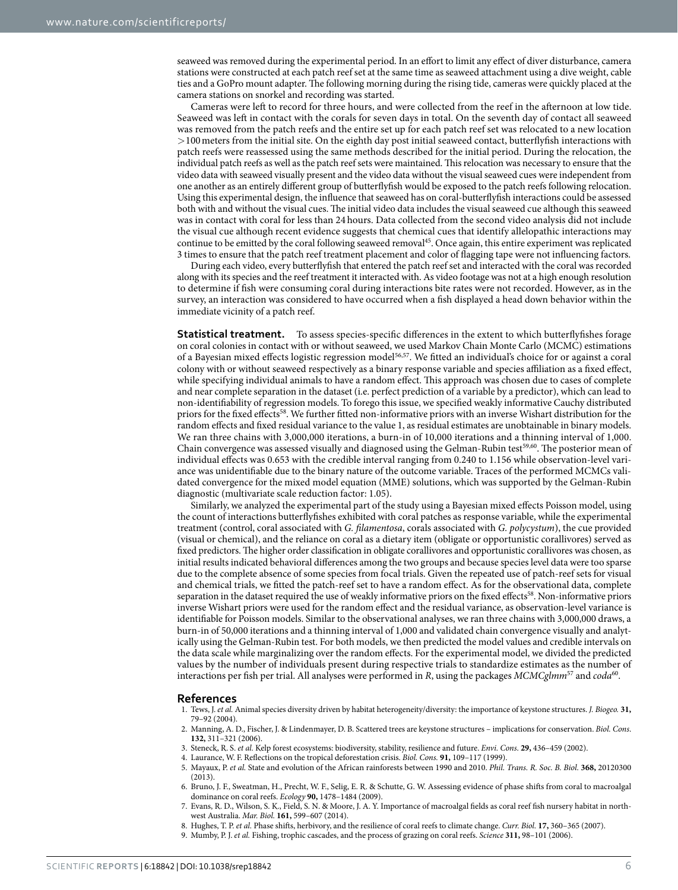seaweed was removed during the experimental period. In an effort to limit any effect of diver disturbance, camera stations were constructed at each patch reef set at the same time as seaweed attachment using a dive weight, cable ties and a GoPro mount adapter. The following morning during the rising tide, cameras were quickly placed at the camera stations on snorkel and recording was started.

Cameras were left to record for three hours, and were collected from the reef in the afternoon at low tide. Seaweed was left in contact with the corals for seven days in total. On the seventh day of contact all seaweed was removed from the patch reefs and the entire set up for each patch reef set was relocated to a new location >100 meters from the initial site. On the eighth day post initial seaweed contact, butterflyfish interactions with patch reefs were reassessed using the same methods described for the initial period. During the relocation, the individual patch reefs as well as the patch reef sets were maintained. This relocation was necessary to ensure that the video data with seaweed visually present and the video data without the visual seaweed cues were independent from one another as an entirely different group of butterflyfish would be exposed to the patch reefs following relocation. Using this experimental design, the influence that seaweed has on coral-butterflyfish interactions could be assessed both with and without the visual cues. The initial video data includes the visual seaweed cue although this seaweed was in contact with coral for less than 24 hours. Data collected from the second video analysis did not include the visual cue although recent evidence suggests that chemical cues that identify allelopathic interactions may continue to be emitted by the coral following seaweed removal[45]. Once again, this entire experiment was replicated 3 times to ensure that the patch reef treatment placement and color of flagging tape were not influencing factors.

During each video, every butterflyfish that entered the patch reef set and interacted with the coral was recorded along with its species and the reef treatment it interacted with. As video footage was not at a high enough resolution to determine if fish were consuming coral during interactions bite rates were not recorded. However, as in the survey, an interaction was considered to have occurred when a fish displayed a head down behavior within the immediate vicinity of a patch reef.

**Statistical treatment.** To assess species-specific differences in the extent to which butterflyfishes forage on coral colonies in contact with or without seaweed, we used Markov Chain Monte Carlo (MCMC) estimations of a Bayesian mixed effects logistic regression model[56,57]. We fitted an individual's choice for or against a coral colony with or without seaweed respectively as a binary response variable and species affiliation as a fixed effect, while specifying individual animals to have a random effect. This approach was chosen due to cases of complete and near complete separation in the dataset (i.e. perfect prediction of a variable by a predictor), which can lead to non-identifiability of regression models. To forego this issue, we specified weakly informative Cauchy distributed priors for the fixed effects[58]. We further fitted non-informative priors with an inverse Wishart distribution for the random effects and fixed residual variance to the value 1, as residual estimates are unobtainable in binary models. We ran three chains with 3,000,000 iterations, a burn-in of 10,000 iterations and a thinning interval of 1,000. Chain convergence was assessed visually and diagnosed using the Gelman-Rubin test[59,60]. The posterior mean of individual effects was 0.653 with the credible interval ranging from 0.240 to 1.156 while observation-level variance was unidentifiable due to the binary nature of the outcome variable. Traces of the performed MCMCs validated convergence for the mixed model equation (MME) solutions, which was supported by the Gelman-Rubin diagnostic (multivariate scale reduction factor: 1.05).

Similarly, we analyzed the experimental part of the study using a Bayesian mixed effects Poisson model, using the count of interactions butterflyfishes exhibited with coral patches as response variable, while the experimental treatment (control, coral associated with *G. filamentosa*, corals associated with *G. polycystum*), the cue provided (visual or chemical), and the reliance on coral as a dietary item (obligate or opportunistic corallivores) served as fixed predictors. The higher order classification in obligate corallivores and opportunistic corallivores was chosen, as initial results indicated behavioral differences among the two groups and because species level data were too sparse due to the complete absence of some species from focal trials. Given the repeated use of patch-reef sets for visual and chemical trials, we fitted the patch-reef set to have a random effect. As for the observational data, complete separation in the dataset required the use of weakly informative priors on the fixed effects[58]. Non-informative priors inverse Wishart priors were used for the random effect and the residual variance, as observation-level variance is identifiable for Poisson models. Similar to the observational analyses, we ran three chains with 3,000,000 draws, a burn-in of 50,000 iterations and a thinning interval of 1,000 and validated chain convergence visually and analytically using the Gelman-Rubin test. For both models, we then predicted the model values and credible intervals on the data scale while marginalizing over the random effects. For the experimental model, we divided the predicted values by the number of individuals present during respective trials to standardize estimates as the number of interactions per fish per trial. All analyses were performed in *R*, using the packages *MCMCglmm*[57] and *coda*[60].

## References

1. Tews, J. *et al.* Animal species diversity driven by habitat heterogeneity/diversity: the importance of keystone structures. *J. Biogeo.* **31,** 79–92 (2004).
2. Manning, A. D., Fischer, J. & Lindenmayer, D. B. Scattered trees are keystone structures – implications for conservation. *Biol. Cons.* **132,** 311–321 (2006).
3. Steneck, R. S. *et al.* Kelp forest ecosystems: biodiversity, stability, resilience and future. *Envi. Cons.* **29,** 436–459 (2002).
4. Laurance, W. F. Reflections on the tropical deforestation crisis. *Biol. Cons.* **91,** 109–117 (1999).
5. Mayaux, P. *et al.* State and evolution of the African rainforests between 1990 and 2010. *Phil. Trans. R. Soc. B. Biol.* **368,** 20120300 (2013).
6. Bruno, J. F., Sweatman, H., Precht, W. F., Selig, E. R. & Schutte, G. W. Assessing evidence of phase shifts from coral to macroalgal dominance on coral reefs. *Ecology* **90,** 1478–1484 (2009).
7. Evans, R. D., Wilson, S. K., Field, S. N. & Moore, J. A. Y. Importance of macroalgal fields as coral reef fish nursery habitat in northwest Australia. *Mar. Biol.* **161,** 599–607 (2014).
8. Hughes, T. P. *et al.* Phase shifts, herbivory, and the resilience of coral reefs to climate change. *Curr. Biol.* **17,** 360–365 (2007).
9. Mumby, P. J. *et al.* Fishing, trophic cascades, and the process of grazing on coral reefs. *Science* **311,** 98–101 (2006).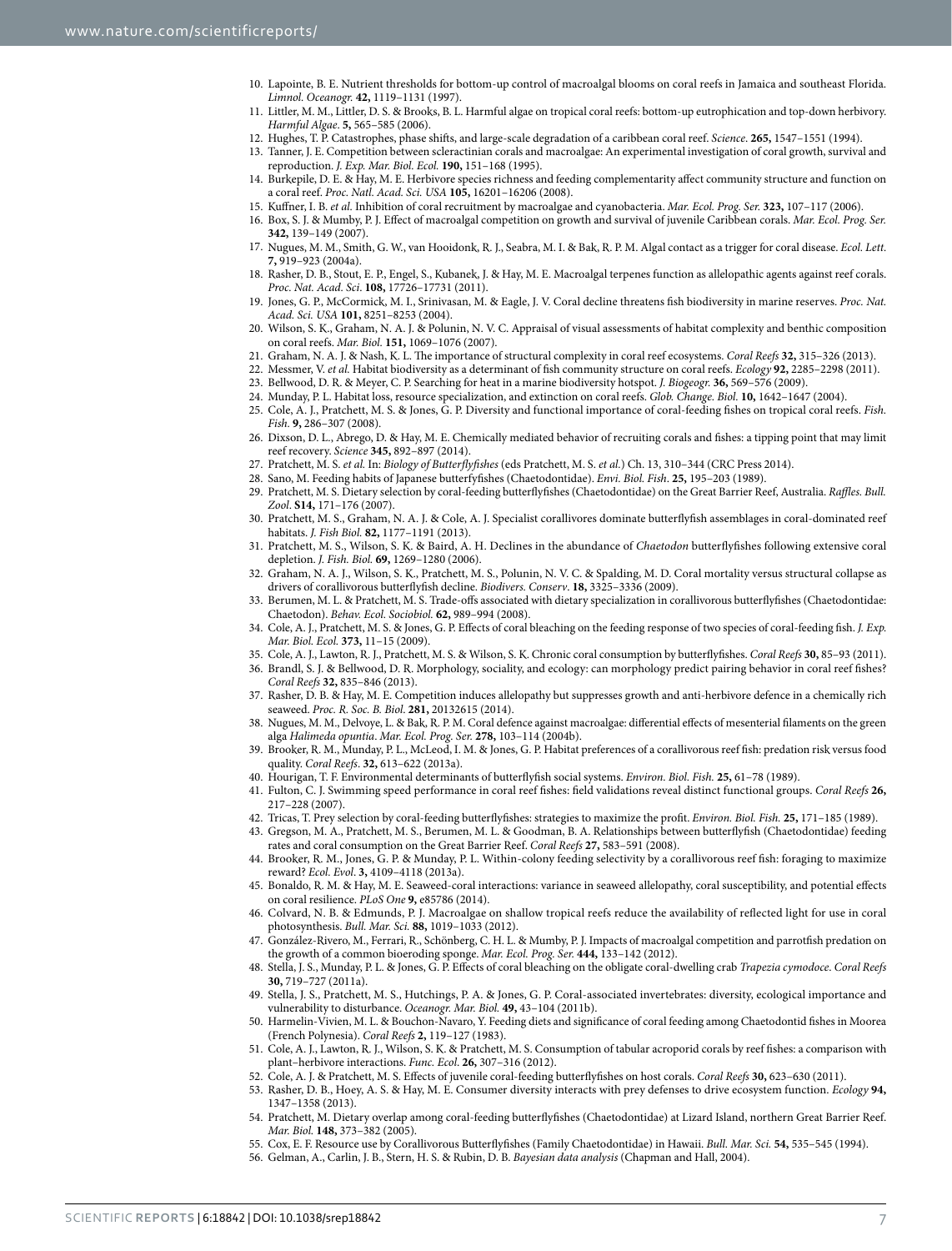10. Lapointe, B. E. Nutrient thresholds for bottom-up control of macroalgal blooms on coral reefs in Jamaica and southeast Florida. *Limnol. Oceanogr.* **42,** 1119–1131 (1997).
11. Littler, M. M., Littler, D. S. & Brooks, B. L. Harmful algae on tropical coral reefs: bottom-up eutrophication and top-down herbivory. *Harmful Algae*. **5,** 565–585 (2006).
12. Hughes, T. P. Catastrophes, phase shifts, and large-scale degradation of a caribbean coral reef. *Science*. **265,** 1547–1551 (1994).
13. Tanner, J. E. Competition between scleractinian corals and macroalgae: An experimental investigation of coral growth, survival and reproduction. *J. Exp. Mar. Biol. Ecol.* **190,** 151–168 (1995).
14. Burkepile, D. E. & Hay, M. E. Herbivore species richness and feeding complementarity affect community structure and function on a coral reef. *Proc. Natl. Acad. Sci. USA* **105,** 16201–16206 (2008).
15. Kuffner, I. B. *et al.* Inhibition of coral recruitment by macroalgae and cyanobacteria. *Mar. Ecol. Prog. Ser.* **323,** 107–117 (2006).
16. Box, S. J. & Mumby, P. J. Effect of macroalgal competition on growth and survival of juvenile Caribbean corals. *Mar. Ecol. Prog. Ser.* **342,** 139–149 (2007).
17. Nugues, M. M., Smith, G. W., van Hooidonk, R. J., Seabra, M. I. & Bak, R. P. M. Algal contact as a trigger for coral disease. *Ecol. Lett.* **7,** 919–923 (2004a).
18. Rasher, D. B., Stout, E. P., Engel, S., Kubanek, J. & Hay, M. E. Macroalgal terpenes function as allelopathic agents against reef corals. *Proc. Nat. Acad. Sci.* **108,** 17726–17731 (2011).
19. Jones, G. P., McCormick, M. I., Srinivasan, M. & Eagle, J. V. Coral decline threatens fish biodiversity in marine reserves. *Proc. Nat. Acad. Sci. USA* **101,** 8251–8253 (2004).
20. Wilson, S. K., Graham, N. A. J. & Polunin, N. V. C. Appraisal of visual assessments of habitat complexity and benthic composition on coral reefs. *Mar. Biol.* **151,** 1069–1076 (2007).
21. Graham, N. A. J. & Nash, K. L. The importance of structural complexity in coral reef ecosystems. *Coral Reefs* **32,** 315–326 (2013).
22. Messmer, V. *et al.* Habitat biodiversity as a determinant of fish community structure on coral reefs. *Ecology* **92,** 2285–2298 (2011).
23. Bellwood, D. R. & Meyer, C. P. Searching for heat in a marine biodiversity hotspot. *J. Biogeogr.* **36,** 569–576 (2009).
24. Munday, P. L. Habitat loss, resource specialization, and extinction on coral reefs. *Glob. Change. Biol.* **10,** 1642–1647 (2004).
25. Cole, A. J., Pratchett, M. S. & Jones, G. P. Diversity and functional importance of coral-feeding fishes on tropical coral reefs. *Fish. Fish.* **9,** 286–307 (2008).
26. Dixson, D. L., Abrego, D. & Hay, M. E. Chemically mediated behavior of recruiting corals and fishes: a tipping point that may limit reef recovery. *Science* **345,** 892–897 (2014).
27. Pratchett, M. S. *et al.* In: *Biology of Butterflyfishes* (eds Pratchett, M. S. *et al.*) Ch. 13, 310–344 (CRC Press 2014).
28. Sano, M. Feeding habits of Japanese butterfyfishes (Chaetodontidae). *Envi. Biol. Fish.* **25,** 195–203 (1989).
29. Pratchett, M. S. Dietary selection by coral-feeding butterflyfishes (Chaetodontidae) on the Great Barrier Reef, Australia. *Raffles. Bull. Zool*. **S14,** 171–176 (2007).
30. Pratchett, M. S., Graham, N. A. J. & Cole, A. J. Specialist corallivores dominate butterflyfish assemblages in coral-dominated reef habitats. *J. Fish Biol.* **82,** 1177–1191 (2013).
31. Pratchett, M. S., Wilson, S. K. & Baird, A. H. Declines in the abundance of *Chaetodon* butterflyfishes following extensive coral depletion. *J. Fish. Biol.* **69,** 1269–1280 (2006).
32. Graham, N. A. J., Wilson, S. K., Pratchett, M. S., Polunin, N. V. C. & Spalding, M. D. Coral mortality versus structural collapse as drivers of corallivorous butterflyfish decline. *Biodivers. Conserv*. **18,** 3325–3336 (2009).
33. Berumen, M. L. & Pratchett, M. S. Trade-offs associated with dietary specialization in corallivorous butterflyfishes (Chaetodontidae: Chaetodon). *Behav. Ecol. Sociobiol.* **62,** 989–994 (2008).
34. Cole, A. J., Pratchett, M. S. & Jones, G. P. Effects of coral bleaching on the feeding response of two species of coral-feeding fish. *J. Exp. Mar. Biol. Ecol.* **373,** 11–15 (2009).
35. Cole, A. J., Lawton, R. J., Pratchett, M. S. & Wilson, S. K. Chronic coral consumption by butterflyfishes. *Coral Reefs* **30,** 85–93 (2011).
36. Brandl, S. J. & Bellwood, D. R. Morphology, sociality, and ecology: can morphology predict pairing behavior in coral reef fishes? *Coral Reefs* **32,** 835–846 (2013).
37. Rasher, D. B. & Hay, M. E. Competition induces allelopathy but suppresses growth and anti-herbivore defence in a chemically rich seaweed. *Proc. R. Soc. B. Biol.* **281,** 20132615 (2014).
38. Nugues, M. M., Delvoye, L. & Bak, R. P. M. Coral defence against macroalgae: differential effects of mesenterial filaments on the green alga *Halimeda opuntia*. *Mar. Ecol. Prog. Ser.* **278,** 103–114 (2004b).
39. Brooker, R. M., Munday, P. L., McLeod, I. M. & Jones, G. P. Habitat preferences of a corallivorous reef fish: predation risk versus food quality. *Coral Reefs*. **32,** 613–622 (2013a).
40. Hourigan, T. F. Environmental determinants of butterflyfish social systems. *Environ. Biol. Fish.* **25,** 61–78 (1989).
41. Fulton, C. J. Swimming speed performance in coral reef fishes: field validations reveal distinct functional groups. *Coral Reefs* **26,** 217–228 (2007).
42. Tricas, T. C. Prey selection by coral-feeding butterflyfishes: strategies to maximize the profit. *Environ. Biol. Fish.* **25,** 171–185 (1989).
43. Gregson, M. A., Pratchett, M. S., Berumen, M. L. & Goodman, B. A. Relationships between butterflyfish (Chaetodontidae) feeding rates and coral consumption on the Great Barrier Reef. *Coral Reefs* **27,** 583–591 (2008).
44. Brooker, R. M., Jones, G. P. & Munday, P. L. Within-colony feeding selectivity by a corallivorous reef fish: foraging to maximize reward? *Ecol. Evol*. **3,** 4109–4118 (2013a).
45. Bonaldo, R. M. & Hay, M. E. Seaweed-coral interactions: variance in seaweed allelopathy, coral susceptibility, and potential effects on coral resilience. *PLoS One* **9,** e85786 (2014).
46. Colvard, N. B. & Edmunds, P. J. Macroalgae on shallow tropical reefs reduce the availability of reflected light for use in coral photosynthesis. *Bull. Mar. Sci.* **88,** 1019–1033 (2012).
47. González-Rivero, M., Ferrari, R., Schönberg, C. H. L. & Mumby, P. J. Impacts of macroalgal competition and parrotfish predation on the growth of a common bioeroding sponge. *Mar. Ecol. Prog. Ser.* **444,** 133–142 (2012).
48. Stella, J. S., Munday, P. L. & Jones, G. P. Effects of coral bleaching on the obligate coral-dwelling crab *Trapezia cymodoce*. *Coral Reefs* **30,** 719–727 (2011a).
49. Stella, J. S., Pratchett, M. S., Hutchings, P. A. & Jones, G. P. Coral-associated invertebrates: diversity, ecological importance and vulnerability to disturbance. *Oceanogr. Mar. Biol.* **49,** 43–104 (2011b).
50. Harmelin-Vivien, M. L. & Bouchon-Navaro, Y. Feeding diets and significance of coral feeding among Chaetodontid fishes in Moorea (French Polynesia). *Coral Reefs* **2,** 119–127 (1983).
51. Cole, A. J., Lawton, R. J., Wilson, S. K. & Pratchett, M. S. Consumption of tabular acroporid corals by reef fishes: a comparison with plant–herbivore interactions. *Func. Ecol*. **26,** 307–316 (2012).
52. Cole, A. J. & Pratchett, M. S. Effects of juvenile coral-feeding butterflyfishes on host corals. *Coral Reefs* **30,** 623–630 (2011).
53. Rasher, D. B., Hoey, A. S. & Hay, M. E. Consumer diversity interacts with prey defenses to drive ecosystem function. *Ecology* **94,** 1347–1358 (2013).
54. Pratchett, M. Dietary overlap among coral-feeding butterflyfishes (Chaetodontidae) at Lizard Island, northern Great Barrier Reef. *Mar. Biol.* **148,** 373–382 (2005).
55. Cox, E. F. Resource use by Corallivorous Butterflyfishes (Family Chaetodontidae) in Hawaii. *Bull. Mar. Sci.* **54,** 535–545 (1994).
56. Gelman, A., Carlin, J. B., Stern, H. S. & Rubin, D. B. *Bayesian data analysis* (Chapman and Hall, 2004).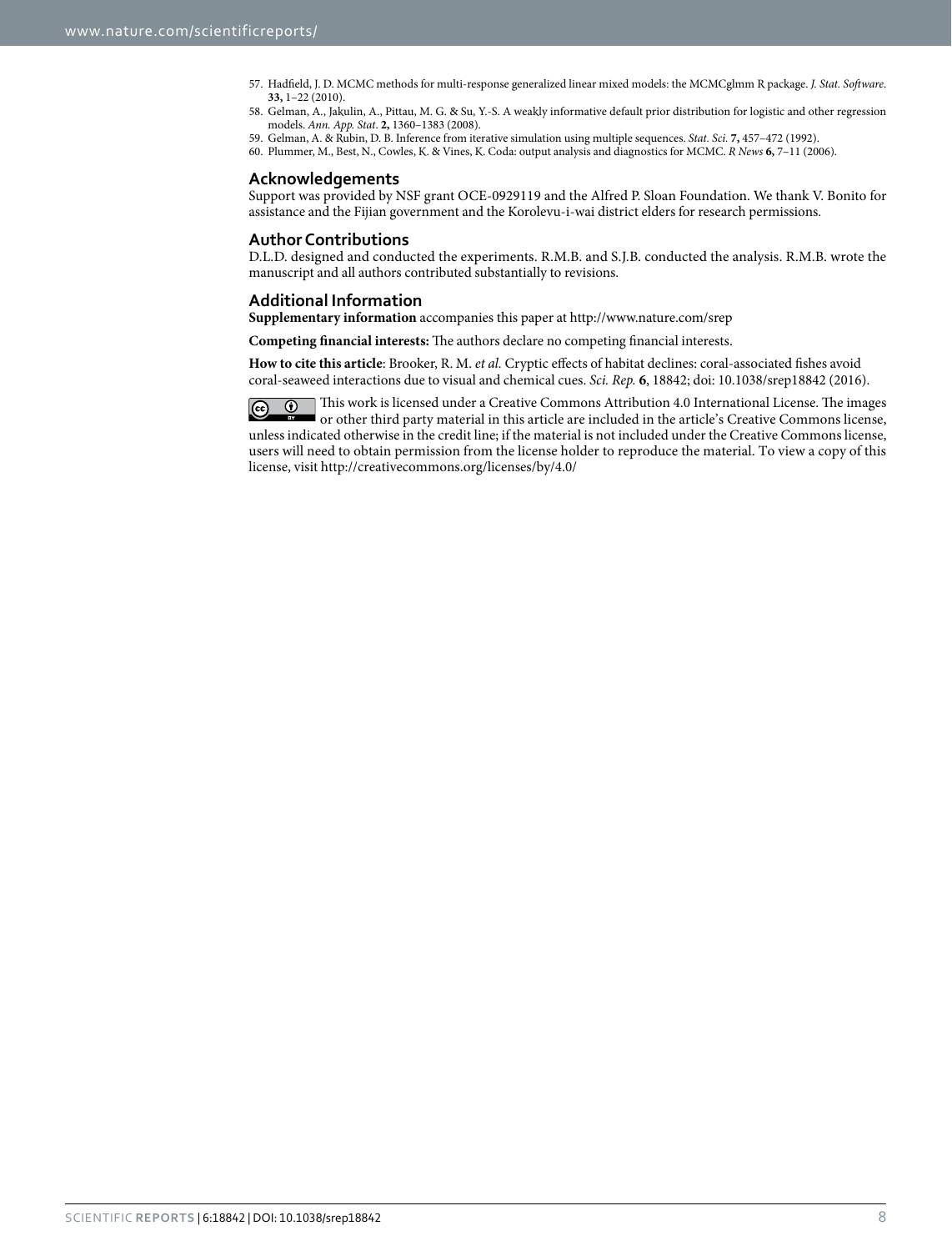57. Hadfield, J. D. MCMC methods for multi-response generalized linear mixed models: the MCMCglmm R package. *J. Stat. Software*. **33,** 1–22 (2010).
58. Gelman, A., Jakulin, A., Pittau, M. G. & Su, Y.-S. A weakly informative default prior distribution for logistic and other regression models. *Ann. App. Stat*. **2,** 1360–1383 (2008).
59. Gelman, A. & Rubin, D. B. Inference from iterative simulation using multiple sequences. *Stat. Sci.* **7,** 457–472 (1992).
60. Plummer, M., Best, N., Cowles, K. & Vines, K. Coda: output analysis and diagnostics for MCMC. *R News* **6,** 7–11 (2006).

## Acknowledgements

Support was provided by NSF grant OCE-0929119 and the Alfred P. Sloan Foundation. We thank V. Bonito for assistance and the Fijian government and the Korolevu-i-wai district elders for research permissions.

## Author Contributions

D.L.D. designed and conducted the experiments. R.M.B. and S.J.B. conducted the analysis. R.M.B. wrote the manuscript and all authors contributed substantially to revisions.

## Additional Information

**Supplementary information** accompanies this paper at http://www.nature.com/srep

**Competing financial interests:** The authors declare no competing financial interests.

**How to cite this article**: Brooker, R. M. *et al.* Cryptic effects of habitat declines: coral-associated fishes avoid coral-seaweed interactions due to visual and chemical cues. *Sci. Rep.* **6**, 18842; doi: 10.1038/srep18842 (2016).

This work is licensed under a Creative Commons Attribution 4.0 International License. The images or other third party material in this article are included in the article's Creative Commons license, unless indicated otherwise in the credit line; if the material is not included under the Creative Commons license, users will need to obtain permission from the license holder to reproduce the material. To view a copy of this license, visit http://creativecommons.org/licenses/by/4.0/